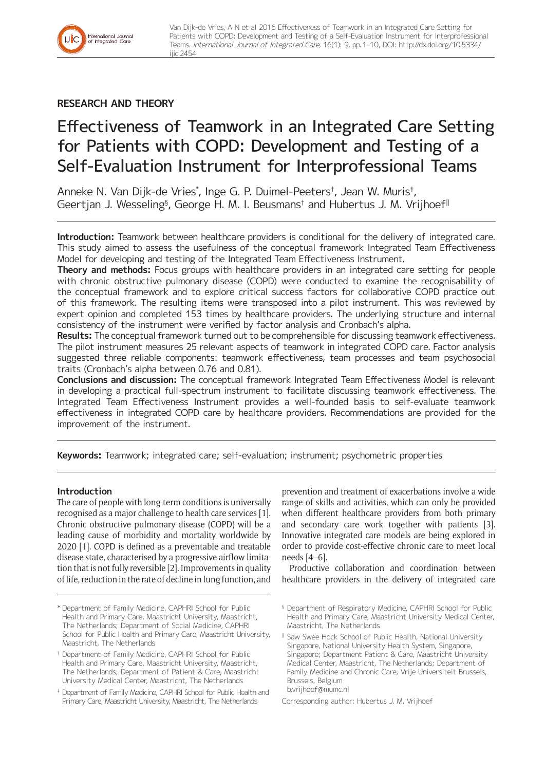Van Dijk-de Vries, A N et al 2016 Effectiveness of Teamwork in an Integrated Care Setting for Patients with COPD: Development and Testing of a Self-Evaluation Instrument for Interprofessional Teams. *International Journal of Integrated Care,* 16(1): 9, pp. 1–10, DOI: http://dx.doi.org/10.5334/ijic.2454

**RESEARCH AND THEORY**

# Effectiveness of Teamwork in an Integrated Care Setting for Patients with COPD: Development and Testing of a Self-Evaluation Instrument for Interprofessional Teams

Anneke N. Van Dijk-de Vries[*], Inge G. P. Duimel-Peeters[†], Jean W. Muris[‡], Geertjan J. Wesseling[§], George H. M. I. Beusmans[†] and Hubertus J. M. Vrijhoef[‖]

**Introduction:** Teamwork between healthcare providers is conditional for the delivery of integrated care. This study aimed to assess the usefulness of the conceptual framework Integrated Team Effectiveness Model for developing and testing of the Integrated Team Effectiveness Instrument.

**Theory and methods:** Focus groups with healthcare providers in an integrated care setting for people with chronic obstructive pulmonary disease (COPD) were conducted to examine the recognisability of the conceptual framework and to explore critical success factors for collaborative COPD practice out of this framework. The resulting items were transposed into a pilot instrument. This was reviewed by expert opinion and completed 153 times by healthcare providers. The underlying structure and internal consistency of the instrument were verified by factor analysis and Cronbach's alpha.

**Results:** The conceptual framework turned out to be comprehensible for discussing teamwork effectiveness. The pilot instrument measures 25 relevant aspects of teamwork in integrated COPD care. Factor analysis suggested three reliable components: teamwork effectiveness, team processes and team psychosocial traits (Cronbach's alpha between 0.76 and 0.81).

**Conclusions and discussion:** The conceptual framework Integrated Team Effectiveness Model is relevant in developing a practical full-spectrum instrument to facilitate discussing teamwork effectiveness. The Integrated Team Effectiveness Instrument provides a well-founded basis to self-evaluate teamwork effectiveness in integrated COPD care by healthcare providers. Recommendations are provided for the improvement of the instrument.

**Keywords:** Teamwork; integrated care; self-evaluation; instrument; psychometric properties

## Introduction

The care of people with long-term conditions is universally recognised as a major challenge to health care services [1]. Chronic obstructive pulmonary disease (COPD) will be a leading cause of morbidity and mortality worldwide by 2020 [1]. COPD is defined as a preventable and treatable disease state, characterised by a progressive airflow limitation that is not fully reversible [2]. Improvements in quality of life, reduction in the rate of decline in lung function, and prevention and treatment of exacerbations involve a wide range of skills and activities, which can only be provided when different healthcare providers from both primary and secondary care work together with patients [3]. Innovative integrated care models are being explored in order to provide cost-effective chronic care to meet local needs [4–6].

Productive collaboration and coordination between healthcare providers in the delivery of integrated care

[*] Department of Family Medicine, CAPHRI School for Public Health and Primary Care, Maastricht University, Maastricht, The Netherlands; Department of Social Medicine, CAPHRI School for Public Health and Primary Care, Maastricht University, Maastricht, The Netherlands

[†] Department of Family Medicine, CAPHRI School for Public Health and Primary Care, Maastricht University, Maastricht, The Netherlands; Department of Patient & Care, Maastricht University Medical Center, Maastricht, The Netherlands

[‡] Department of Family Medicine, CAPHRI School for Public Health and Primary Care, Maastricht University, Maastricht, The Netherlands

[§] Department of Respiratory Medicine, CAPHRI School for Public Health and Primary Care, Maastricht University Medical Center, Maastricht, The Netherlands

[‖] Saw Swee Hock School of Public Health, National University Singapore, National University Health System, Singapore, Singapore; Department Patient & Care, Maastricht University Medical Center, Maastricht, The Netherlands; Department of Family Medicine and Chronic Care, Vrije Universiteit Brussels, Brussels, Belgium
b.vrijhoef@mumc.nl

Corresponding author: Hubertus J. M. Vrijhoef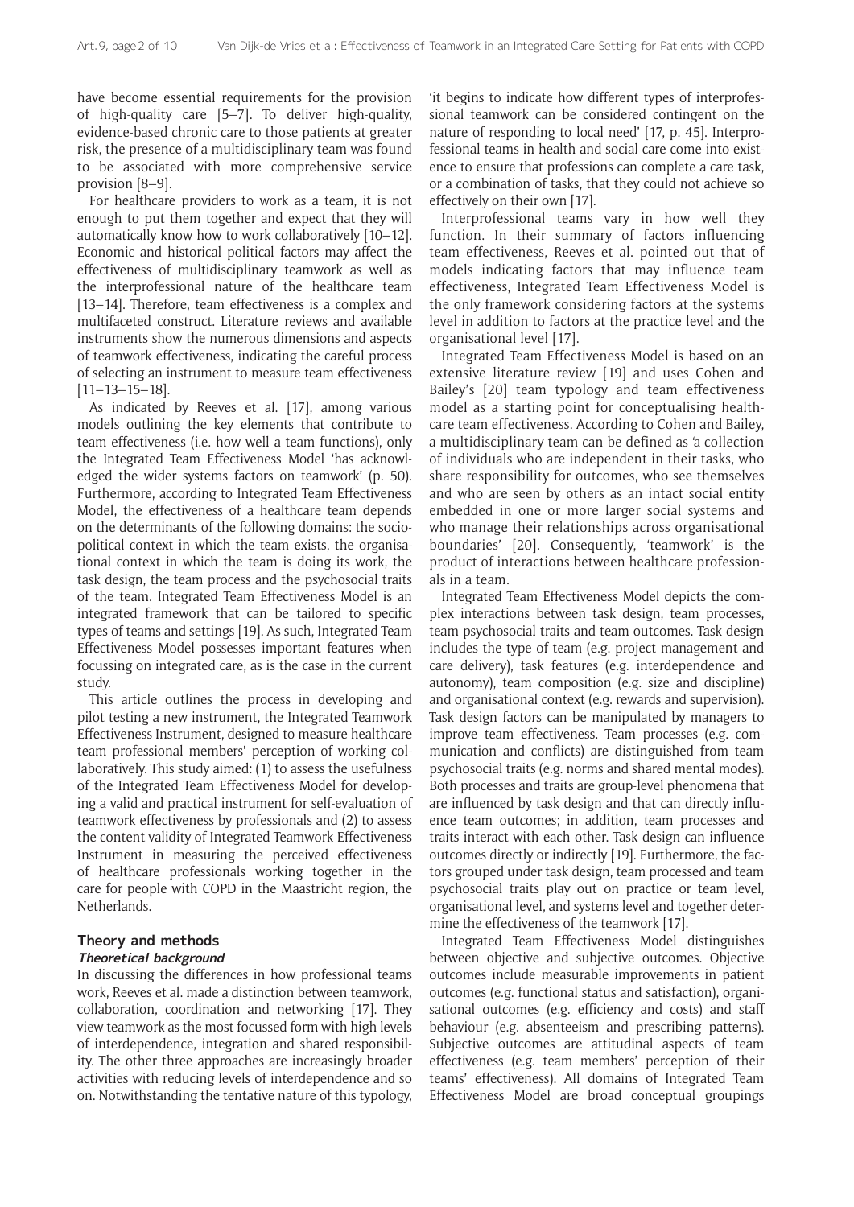have become essential requirements for the provision of high-quality care [5–7]. To deliver high-quality, evidence-based chronic care to those patients at greater risk, the presence of a multidisciplinary team was found to be associated with more comprehensive service provision [8–9].

For healthcare providers to work as a team, it is not enough to put them together and expect that they will automatically know how to work collaboratively [10–12]. Economic and historical political factors may affect the effectiveness of multidisciplinary teamwork as well as the interprofessional nature of the healthcare team [13–14]. Therefore, team effectiveness is a complex and multifaceted construct. Literature reviews and available instruments show the numerous dimensions and aspects of teamwork effectiveness, indicating the careful process of selecting an instrument to measure team effectiveness [11–13–15–18].

As indicated by Reeves et al. [17], among various models outlining the key elements that contribute to team effectiveness (i.e. how well a team functions), only the Integrated Team Effectiveness Model 'has acknowledged the wider systems factors on teamwork' (p. 50). Furthermore, according to Integrated Team Effectiveness Model, the effectiveness of a healthcare team depends on the determinants of the following domains: the sociopolitical context in which the team exists, the organisational context in which the team is doing its work, the task design, the team process and the psychosocial traits of the team. Integrated Team Effectiveness Model is an integrated framework that can be tailored to specific types of teams and settings [19]. As such, Integrated Team Effectiveness Model possesses important features when focussing on integrated care, as is the case in the current study.

This article outlines the process in developing and pilot testing a new instrument, the Integrated Teamwork Effectiveness Instrument, designed to measure healthcare team professional members' perception of working collaboratively. This study aimed: (1) to assess the usefulness of the Integrated Team Effectiveness Model for developing a valid and practical instrument for self-evaluation of teamwork effectiveness by professionals and (2) to assess the content validity of Integrated Teamwork Effectiveness Instrument in measuring the perceived effectiveness of healthcare professionals working together in the care for people with COPD in the Maastricht region, the Netherlands.

## Theory and methods

### Theoretical background

In discussing the differences in how professional teams work, Reeves et al. made a distinction between teamwork, collaboration, coordination and networking [17]. They view teamwork as the most focussed form with high levels of interdependence, integration and shared responsibility. The other three approaches are increasingly broader activities with reducing levels of interdependence and so on. Notwithstanding the tentative nature of this typology, 'it begins to indicate how different types of interprofessional teamwork can be considered contingent on the nature of responding to local need' [17, p. 45]. Interprofessional teams in health and social care come into existence to ensure that professions can complete a care task, or a combination of tasks, that they could not achieve so effectively on their own [17].

Interprofessional teams vary in how well they function. In their summary of factors influencing team effectiveness, Reeves et al. pointed out that of models indicating factors that may influence team effectiveness, Integrated Team Effectiveness Model is the only framework considering factors at the systems level in addition to factors at the practice level and the organisational level [17].

Integrated Team Effectiveness Model is based on an extensive literature review [19] and uses Cohen and Bailey's [20] team typology and team effectiveness model as a starting point for conceptualising healthcare team effectiveness. According to Cohen and Bailey, a multidisciplinary team can be defined as 'a collection of individuals who are independent in their tasks, who share responsibility for outcomes, who see themselves and who are seen by others as an intact social entity embedded in one or more larger social systems and who manage their relationships across organisational boundaries' [20]. Consequently, 'teamwork' is the product of interactions between healthcare professionals in a team.

Integrated Team Effectiveness Model depicts the complex interactions between task design, team processes, team psychosocial traits and team outcomes. Task design includes the type of team (e.g. project management and care delivery), task features (e.g. interdependence and autonomy), team composition (e.g. size and discipline) and organisational context (e.g. rewards and supervision). Task design factors can be manipulated by managers to improve team effectiveness. Team processes (e.g. communication and conflicts) are distinguished from team psychosocial traits (e.g. norms and shared mental modes). Both processes and traits are group-level phenomena that are influenced by task design and that can directly influence team outcomes; in addition, team processes and traits interact with each other. Task design can influence outcomes directly or indirectly [19]. Furthermore, the factors grouped under task design, team processed and team psychosocial traits play out on practice or team level, organisational level, and systems level and together determine the effectiveness of the teamwork [17].

Integrated Team Effectiveness Model distinguishes between objective and subjective outcomes. Objective outcomes include measurable improvements in patient outcomes (e.g. functional status and satisfaction), organisational outcomes (e.g. efficiency and costs) and staff behaviour (e.g. absenteeism and prescribing patterns). Subjective outcomes are attitudinal aspects of team effectiveness (e.g. team members' perception of their teams' effectiveness). All domains of Integrated Team Effectiveness Model are broad conceptual groupings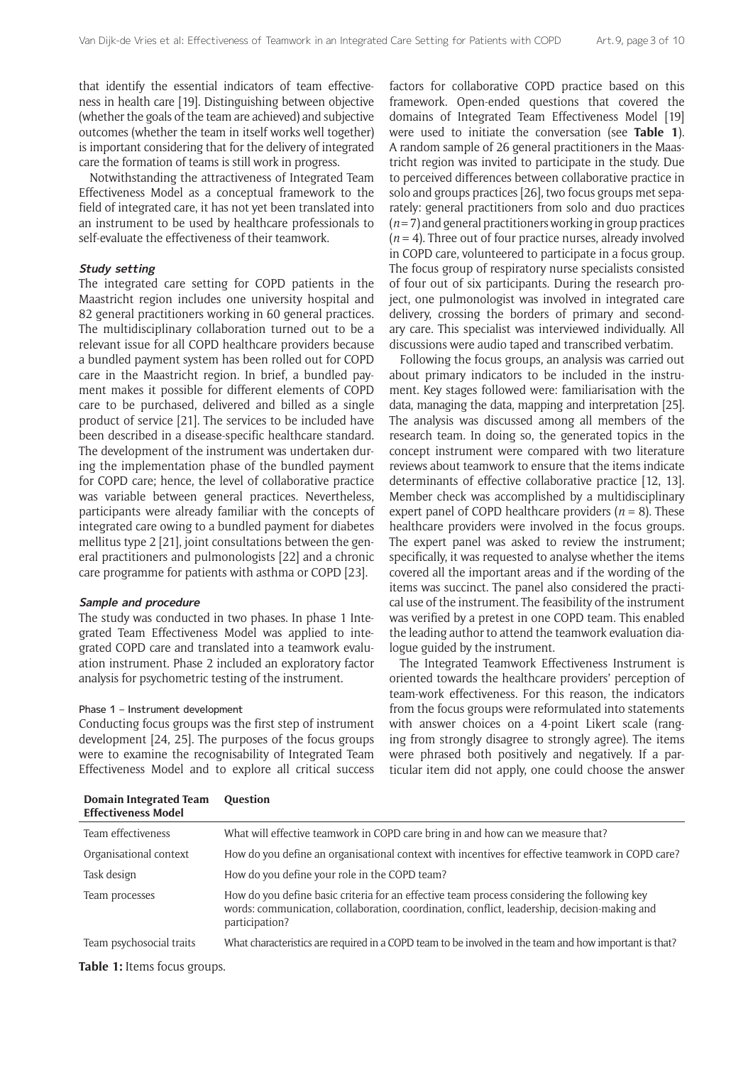that identify the essential indicators of team effectiveness in health care [19]. Distinguishing between objective (whether the goals of the team are achieved) and subjective outcomes (whether the team in itself works well together) is important considering that for the delivery of integrated care the formation of teams is still work in progress.

Notwithstanding the attractiveness of Integrated Team Effectiveness Model as a conceptual framework to the field of integrated care, it has not yet been translated into an instrument to be used by healthcare professionals to self-evaluate the effectiveness of their teamwork.

### Study setting

The integrated care setting for COPD patients in the Maastricht region includes one university hospital and 82 general practitioners working in 60 general practices. The multidisciplinary collaboration turned out to be a relevant issue for all COPD healthcare providers because a bundled payment system has been rolled out for COPD care in the Maastricht region. In brief, a bundled payment makes it possible for different elements of COPD care to be purchased, delivered and billed as a single product of service [21]. The services to be included have been described in a disease-specific healthcare standard. The development of the instrument was undertaken during the implementation phase of the bundled payment for COPD care; hence, the level of collaborative practice was variable between general practices. Nevertheless, participants were already familiar with the concepts of integrated care owing to a bundled payment for diabetes mellitus type 2 [21], joint consultations between the general practitioners and pulmonologists [22] and a chronic care programme for patients with asthma or COPD [23].

### Sample and procedure

The study was conducted in two phases. In phase 1 Integrated Team Effectiveness Model was applied to integrated COPD care and translated into a teamwork evaluation instrument. Phase 2 included an exploratory factor analysis for psychometric testing of the instrument.

#### Phase 1 – Instrument development

Conducting focus groups was the first step of instrument development [24, 25]. The purposes of the focus groups were to examine the recognisability of Integrated Team Effectiveness Model and to explore all critical success factors for collaborative COPD practice based on this framework. Open-ended questions that covered the domains of Integrated Team Effectiveness Model [19] were used to initiate the conversation (see **Table 1**). A random sample of 26 general practitioners in the Maastricht region was invited to participate in the study. Due to perceived differences between collaborative practice in solo and groups practices [26], two focus groups met separately: general practitioners from solo and duo practices ($n = 7$) and general practitioners working in group practices ($n = 4$). Three out of four practice nurses, already involved in COPD care, volunteered to participate in a focus group. The focus group of respiratory nurse specialists consisted of four out of six participants. During the research project, one pulmonologist was involved in integrated care delivery, crossing the borders of primary and secondary care. This specialist was interviewed individually. All discussions were audio taped and transcribed verbatim.

Following the focus groups, an analysis was carried out about primary indicators to be included in the instrument. Key stages followed were: familiarisation with the data, managing the data, mapping and interpretation [25]. The analysis was discussed among all members of the research team. In doing so, the generated topics in the concept instrument were compared with two literature reviews about teamwork to ensure that the items indicate determinants of effective collaborative practice [12, 13]. Member check was accomplished by a multidisciplinary expert panel of COPD healthcare providers ($n = 8$). These healthcare providers were involved in the focus groups. The expert panel was asked to review the instrument; specifically, it was requested to analyse whether the items covered all the important areas and if the wording of the items was succinct. The panel also considered the practical use of the instrument. The feasibility of the instrument was verified by a pretest in one COPD team. This enabled the leading author to attend the teamwork evaluation dialogue guided by the instrument.

The Integrated Teamwork Effectiveness Instrument is oriented towards the healthcare providers' perception of team-work effectiveness. For this reason, the indicators from the focus groups were reformulated into statements with answer choices on a 4-point Likert scale (ranging from strongly disagree to strongly agree). The items were phrased both positively and negatively. If a particular item did not apply, one could choose the answer

| Domain Integrated Team Effectiveness Model | Question |
|---|---|
| Team effectiveness | What will effective teamwork in COPD care bring in and how can we measure that? |
| Organisational context | How do you define an organisational context with incentives for effective teamwork in COPD care? |
| Task design | How do you define your role in the COPD team? |
| Team processes | How do you define basic criteria for an effective team process considering the following key words: communication, collaboration, coordination, conflict, leadership, decision-making and participation? |
| Team psychosocial traits | What characteristics are required in a COPD team to be involved in the team and how important is that? |

**Table 1:** Items focus groups.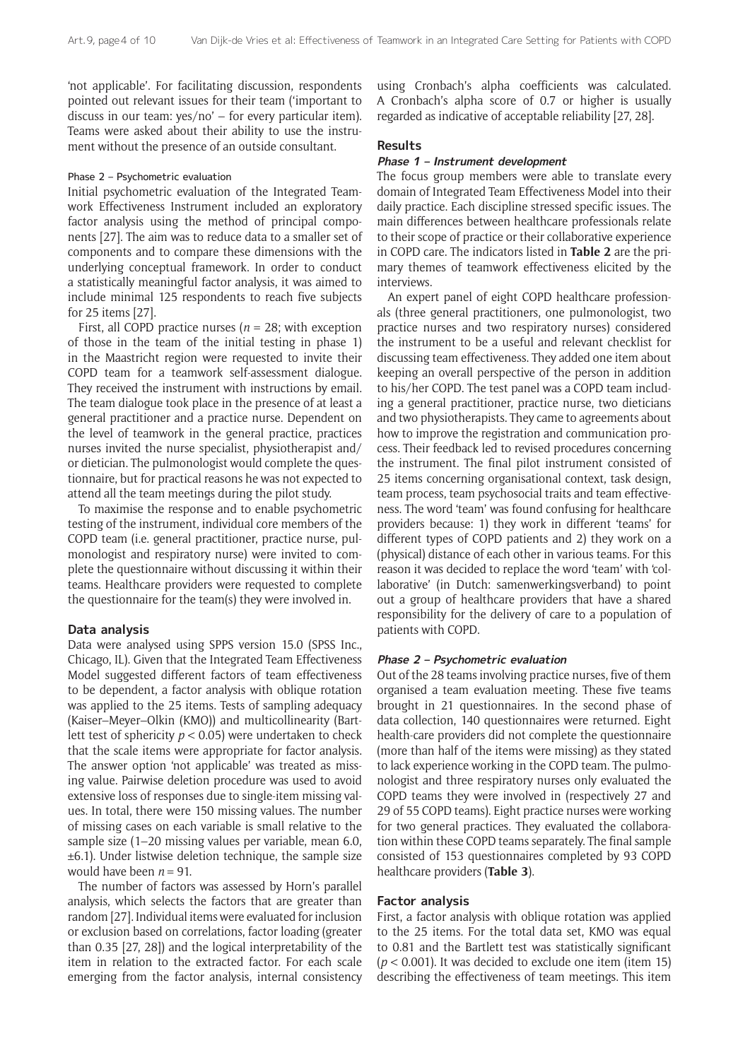'not applicable'. For facilitating discussion, respondents pointed out relevant issues for their team ('important to discuss in our team: yes/no' – for every particular item). Teams were asked about their ability to use the instrument without the presence of an outside consultant.

#### Phase 2 – Psychometric evaluation

Initial psychometric evaluation of the Integrated Teamwork Effectiveness Instrument included an exploratory factor analysis using the method of principal components [27]. The aim was to reduce data to a smaller set of components and to compare these dimensions with the underlying conceptual framework. In order to conduct a statistically meaningful factor analysis, it was aimed to include minimal 125 respondents to reach five subjects for 25 items [27].

First, all COPD practice nurses ($n = 28$; with exception of those in the team of the initial testing in phase 1) in the Maastricht region were requested to invite their COPD team for a teamwork self-assessment dialogue. They received the instrument with instructions by email. The team dialogue took place in the presence of at least a general practitioner and a practice nurse. Dependent on the level of teamwork in the general practice, practices nurses invited the nurse specialist, physiotherapist and/or dietician. The pulmonologist would complete the questionnaire, but for practical reasons he was not expected to attend all the team meetings during the pilot study.

To maximise the response and to enable psychometric testing of the instrument, individual core members of the COPD team (i.e. general practitioner, practice nurse, pulmonologist and respiratory nurse) were invited to complete the questionnaire without discussing it within their teams. Healthcare providers were requested to complete the questionnaire for the team(s) they were involved in.

### Data analysis

Data were analysed using SPPS version 15.0 (SPSS Inc., Chicago, IL). Given that the Integrated Team Effectiveness Model suggested different factors of team effectiveness to be dependent, a factor analysis with oblique rotation was applied to the 25 items. Tests of sampling adequacy (Kaiser–Meyer–Olkin (KMO)) and multicollinearity (Bartlett test of sphericity $p < 0.05$) were undertaken to check that the scale items were appropriate for factor analysis. The answer option 'not applicable' was treated as missing value. Pairwise deletion procedure was used to avoid extensive loss of responses due to single-item missing values. In total, there were 150 missing values. The number of missing cases on each variable is small relative to the sample size (1–20 missing values per variable, mean 6.0, ±6.1). Under listwise deletion technique, the sample size would have been $n = 91$.

The number of factors was assessed by Horn's parallel analysis, which selects the factors that are greater than random [27]. Individual items were evaluated for inclusion or exclusion based on correlations, factor loading (greater than 0.35 [27, 28]) and the logical interpretability of the item in relation to the extracted factor. For each scale emerging from the factor analysis, internal consistency using Cronbach's alpha coefficients was calculated. A Cronbach's alpha score of 0.7 or higher is usually regarded as indicative of acceptable reliability [27, 28].

## Results

### *Phase 1 – Instrument development*

The focus group members were able to translate every domain of Integrated Team Effectiveness Model into their daily practice. Each discipline stressed specific issues. The main differences between healthcare professionals relate to their scope of practice or their collaborative experience in COPD care. The indicators listed in **Table 2** are the primary themes of teamwork effectiveness elicited by the interviews.

An expert panel of eight COPD healthcare professionals (three general practitioners, one pulmonologist, two practice nurses and two respiratory nurses) considered the instrument to be a useful and relevant checklist for discussing team effectiveness. They added one item about keeping an overall perspective of the person in addition to his/her COPD. The test panel was a COPD team including a general practitioner, practice nurse, two dieticians and two physiotherapists. They came to agreements about how to improve the registration and communication process. Their feedback led to revised procedures concerning the instrument. The final pilot instrument consisted of 25 items concerning organisational context, task design, team process, team psychosocial traits and team effectiveness. The word 'team' was found confusing for healthcare providers because: 1) they work in different 'teams' for different types of COPD patients and 2) they work on a (physical) distance of each other in various teams. For this reason it was decided to replace the word 'team' with 'collaborative' (in Dutch: samenwerkingsverband) to point out a group of healthcare providers that have a shared responsibility for the delivery of care to a population of patients with COPD.

### *Phase 2 – Psychometric evaluation*

Out of the 28 teams involving practice nurses, five of them organised a team evaluation meeting. These five teams brought in 21 questionnaires. In the second phase of data collection, 140 questionnaires were returned. Eight health-care providers did not complete the questionnaire (more than half of the items were missing) as they stated to lack experience working in the COPD team. The pulmonologist and three respiratory nurses only evaluated the COPD teams they were involved in (respectively 27 and 29 of 55 COPD teams). Eight practice nurses were working for two general practices. They evaluated the collaboration within these COPD teams separately. The final sample consisted of 153 questionnaires completed by 93 COPD healthcare providers (**Table 3**).

### Factor analysis

First, a factor analysis with oblique rotation was applied to the 25 items. For the total data set, KMO was equal to 0.81 and the Bartlett test was statistically significant ($p < 0.001$). It was decided to exclude one item (item 15) describing the effectiveness of team meetings. This item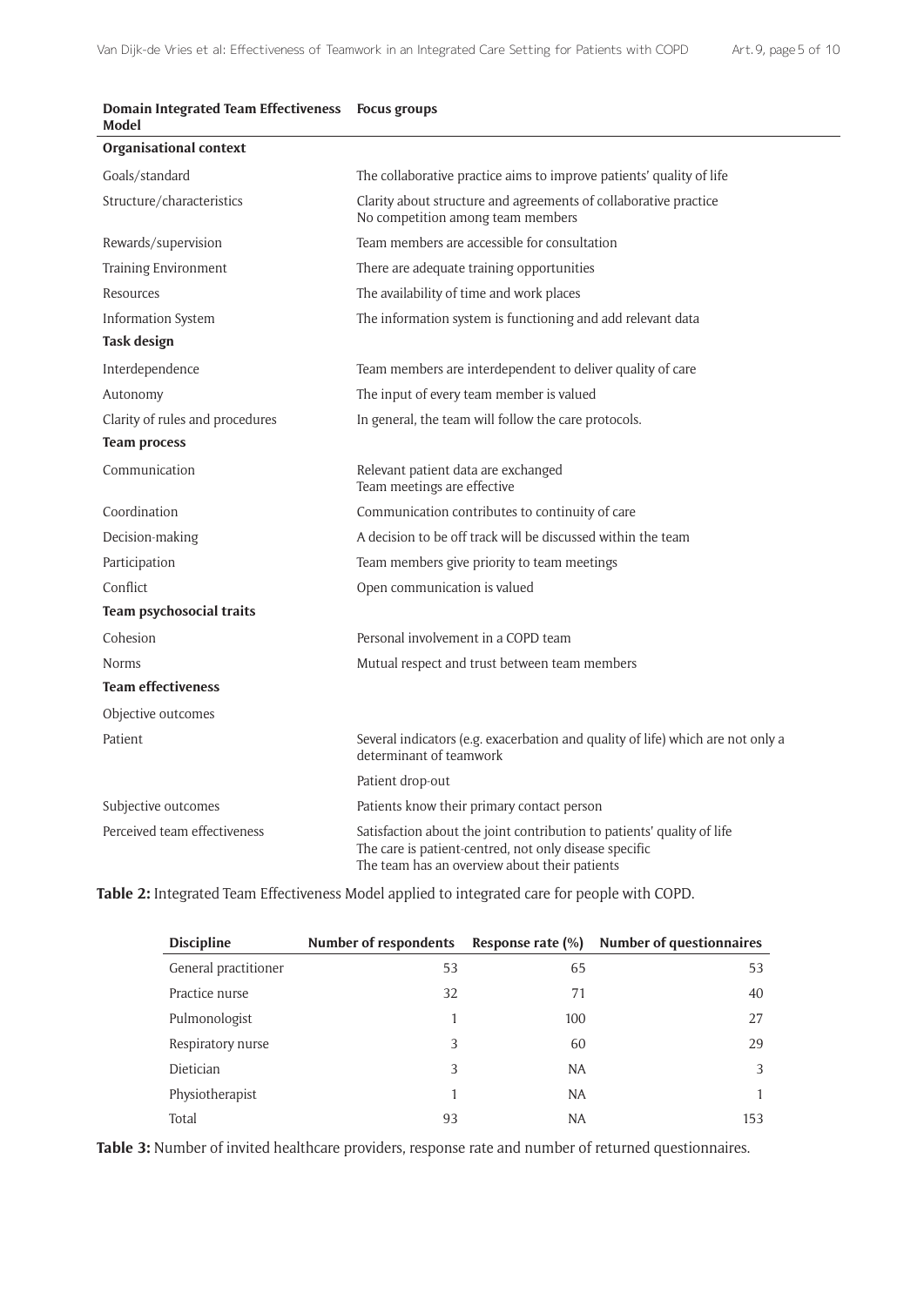| Domain Integrated Team Effectiveness Model | Focus groups |
|---|---|
| **Organisational context** | |
| Goals/standard | The collaborative practice aims to improve patients' quality of life |
| Structure/characteristics | Clarity about structure and agreements of collaborative practice<br>No competition among team members |
| Rewards/supervision | Team members are accessible for consultation |
| Training Environment | There are adequate training opportunities |
| Resources | The availability of time and work places |
| Information System | The information system is functioning and add relevant data |
| **Task design** | |
| Interdependence | Team members are interdependent to deliver quality of care |
| Autonomy | The input of every team member is valued |
| Clarity of rules and procedures | In general, the team will follow the care protocols. |
| **Team process** | |
| Communication | Relevant patient data are exchanged<br>Team meetings are effective |
| Coordination | Communication contributes to continuity of care |
| Decision-making | A decision to be off track will be discussed within the team |
| Participation | Team members give priority to team meetings |
| Conflict | Open communication is valued |
| **Team psychosocial traits** | |
| Cohesion | Personal involvement in a COPD team |
| Norms | Mutual respect and trust between team members |
| **Team effectiveness** | |
| Objective outcomes | |
| Patient | Several indicators (e.g. exacerbation and quality of life) which are not only a determinant of teamwork |
| | Patient drop-out |
| Subjective outcomes | Patients know their primary contact person |
| Perceived team effectiveness | Satisfaction about the joint contribution to patients' quality of life<br>The care is patient-centred, not only disease specific<br>The team has an overview about their patients |

**Table 2:** Integrated Team Effectiveness Model applied to integrated care for people with COPD.

| Discipline | Number of respondents | Response rate (%) | Number of questionnaires |
|---|---|---|---|
| General practitioner | 53 | 65 | 53 |
| Practice nurse | 32 | 71 | 40 |
| Pulmonologist | 1 | 100 | 27 |
| Respiratory nurse | 3 | 60 | 29 |
| Dietician | 3 | NA | 3 |
| Physiotherapist | 1 | NA | 1 |
| Total | 93 | NA | 153 |

**Table 3:** Number of invited healthcare providers, response rate and number of returned questionnaires.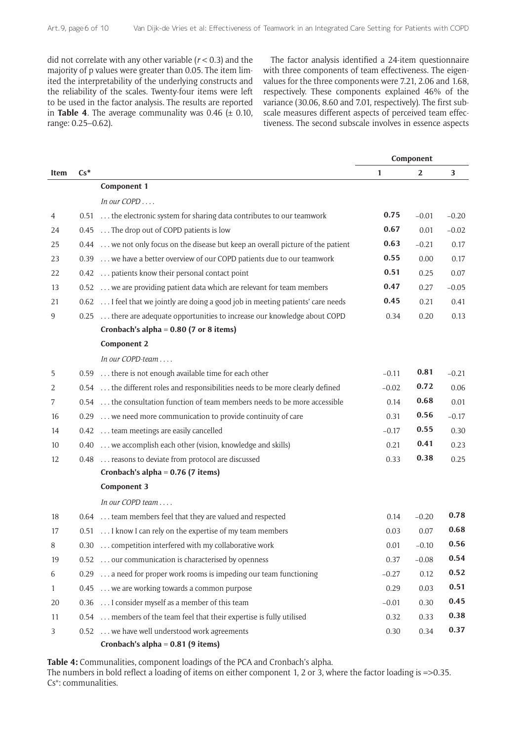did not correlate with any other variable ($r < 0.3$) and the majority of p values were greater than 0.05. The item limited the interpretability of the underlying constructs and the reliability of the scales. Twenty-four items were left to be used in the factor analysis. The results are reported in **Table 4**. The average communality was 0.46 (± 0.10, range: 0.25–0.62).

The factor analysis identified a 24-item questionnaire with three components of team effectiveness. The eigenvalues for the three components were 7.21, 2.06 and 1.68, respectively. These components explained 46% of the variance (30.06, 8.60 and 7.01, respectively). The first subscale measures different aspects of perceived team effectiveness. The second subscale involves in essence aspects

| Item | Cs* | | Component | | |
|---|---|---|---|---|---|
| | | | **1** | **2** | **3** |
| | | **Component 1** | | | |
| | | *In our COPD . . . .* | | | |
| 4 | 0.51 | . . . the electronic system for sharing data contributes to our teamwork | **0.75** | −0.01 | −0.20 |
| 24 | 0.45 | . . . The drop out of COPD patients is low | **0.67** | 0.01 | −0.02 |
| 25 | 0.44 | . . . we not only focus on the disease but keep an overall picture of the patient | **0.63** | −0.21 | 0.17 |
| 23 | 0.39 | . . . we have a better overview of our COPD patients due to our teamwork | **0.55** | 0.00 | 0.17 |
| 22 | 0.42 | . . . patients know their personal contact point | **0.51** | 0.25 | 0.07 |
| 13 | 0.52 | . . . we are providing patient data which are relevant for team members | **0.47** | 0.27 | −0.05 |
| 21 | 0.62 | . . . I feel that we jointly are doing a good job in meeting patients' care needs | **0.45** | 0.21 | 0.41 |
| 9 | 0.25 | . . . there are adequate opportunities to increase our knowledge about COPD | 0.34 | 0.20 | 0.13 |
| | | **Cronbach's alpha = 0.80 (7 or 8 items)** | | | |
| | | **Component 2** | | | |
| | | *In our COPD-team . . . .* | | | |
| 5 | 0.59 | . . . there is not enough available time for each other | −0.11 | **0.81** | −0.21 |
| 2 | 0.54 | . . . the different roles and responsibilities needs to be more clearly defined | −0.02 | **0.72** | 0.06 |
| 7 | 0.54 | . . . the consultation function of team members needs to be more accessible | 0.14 | **0.68** | 0.01 |
| 16 | 0.29 | . . . we need more communication to provide continuity of care | 0.31 | **0.56** | −0.17 |
| 14 | 0.42 | . . . team meetings are easily cancelled | −0.17 | **0.55** | 0.30 |
| 10 | 0.40 | . . . we accomplish each other (vision, knowledge and skills) | 0.21 | **0.41** | 0.23 |
| 12 | 0.48 | . . . reasons to deviate from protocol are discussed | 0.33 | **0.38** | 0.25 |
| | | **Cronbach's alpha = 0.76 (7 items)** | | | |
| | | **Component 3** | | | |
| | | *In our COPD team . . . .* | | | |
| 18 | 0.64 | . . . team members feel that they are valued and respected | 0.14 | −0.20 | **0.78** |
| 17 | 0.51 | . . . I know I can rely on the expertise of my team members | 0.03 | 0.07 | **0.68** |
| 8 | 0.30 | . . . competition interfered with my collaborative work | 0.01 | −0.10 | **0.56** |
| 19 | 0.52 | . . . our communication is characterised by openness | 0.37 | −0.08 | **0.54** |
| 6 | 0.29 | . . . a need for proper work rooms is impeding our team functioning | −0.27 | 0.12 | **0.52** |
| 1 | 0.45 | . . . we are working towards a common purpose | 0.29 | 0.03 | **0.51** |
| 20 | 0.36 | . . . I consider myself as a member of this team | −0.01 | 0.30 | **0.45** |
| 11 | 0.54 | . . . members of the team feel that their expertise is fully utilised | 0.32 | 0.33 | **0.38** |
| 3 | 0.52 | . . . we have well understood work agreements | 0.30 | 0.34 | **0.37** |
| | | **Cronbach's alpha = 0.81 (9 items)** | | | |

**Table 4:** Communalities, component loadings of the PCA and Cronbach's alpha.
The numbers in bold reflect a loading of items on either component 1, 2 or 3, where the factor loading is =>0.35.
Cs*: communalities.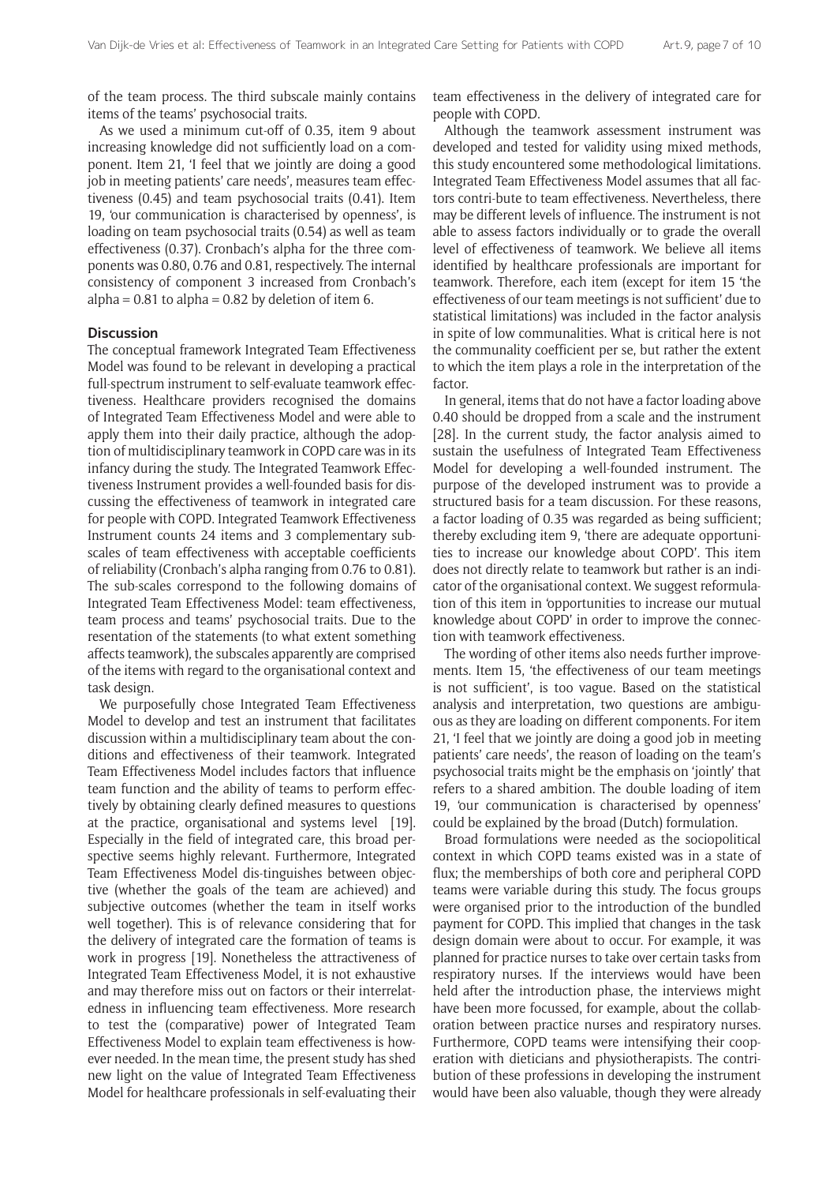of the team process. The third subscale mainly contains items of the teams' psychosocial traits.

As we used a minimum cut-off of 0.35, item 9 about increasing knowledge did not sufficiently load on a component. Item 21, 'I feel that we jointly are doing a good job in meeting patients' care needs', measures team effectiveness (0.45) and team psychosocial traits (0.41). Item 19, 'our communication is characterised by openness', is loading on team psychosocial traits (0.54) as well as team effectiveness (0.37). Cronbach's alpha for the three components was 0.80, 0.76 and 0.81, respectively. The internal consistency of component 3 increased from Cronbach's alpha = 0.81 to alpha = 0.82 by deletion of item 6.

## Discussion

The conceptual framework Integrated Team Effectiveness Model was found to be relevant in developing a practical full-spectrum instrument to self-evaluate teamwork effectiveness. Healthcare providers recognised the domains of Integrated Team Effectiveness Model and were able to apply them into their daily practice, although the adoption of multidisciplinary teamwork in COPD care was in its infancy during the study. The Integrated Teamwork Effectiveness Instrument provides a well-founded basis for discussing the effectiveness of teamwork in integrated care for people with COPD. Integrated Teamwork Effectiveness Instrument counts 24 items and 3 complementary subscales of team effectiveness with acceptable coefficients of reliability (Cronbach's alpha ranging from 0.76 to 0.81). The sub-scales correspond to the following domains of Integrated Team Effectiveness Model: team effectiveness, team process and teams' psychosocial traits. Due to the resentation of the statements (to what extent something affects teamwork), the subscales apparently are comprised of the items with regard to the organisational context and task design.

We purposefully chose Integrated Team Effectiveness Model to develop and test an instrument that facilitates discussion within a multidisciplinary team about the conditions and effectiveness of their teamwork. Integrated Team Effectiveness Model includes factors that influence team function and the ability of teams to perform effectively by obtaining clearly defined measures to questions at the practice, organisational and systems level [19]. Especially in the field of integrated care, this broad perspective seems highly relevant. Furthermore, Integrated Team Effectiveness Model dis-tinguishes between objective (whether the goals of the team are achieved) and subjective outcomes (whether the team in itself works well together). This is of relevance considering that for the delivery of integrated care the formation of teams is work in progress [19]. Nonetheless the attractiveness of Integrated Team Effectiveness Model, it is not exhaustive and may therefore miss out on factors or their interrelatedness in influencing team effectiveness. More research to test the (comparative) power of Integrated Team Effectiveness Model to explain team effectiveness is however needed. In the mean time, the present study has shed new light on the value of Integrated Team Effectiveness Model for healthcare professionals in self-evaluating their team effectiveness in the delivery of integrated care for people with COPD.

Although the teamwork assessment instrument was developed and tested for validity using mixed methods, this study encountered some methodological limitations. Integrated Team Effectiveness Model assumes that all factors contri-bute to team effectiveness. Nevertheless, there may be different levels of influence. The instrument is not able to assess factors individually or to grade the overall level of effectiveness of teamwork. We believe all items identified by healthcare professionals are important for teamwork. Therefore, each item (except for item 15 'the effectiveness of our team meetings is not sufficient' due to statistical limitations) was included in the factor analysis in spite of low communalities. What is critical here is not the communality coefficient per se, but rather the extent to which the item plays a role in the interpretation of the factor.

In general, items that do not have a factor loading above 0.40 should be dropped from a scale and the instrument [28]. In the current study, the factor analysis aimed to sustain the usefulness of Integrated Team Effectiveness Model for developing a well-founded instrument. The purpose of the developed instrument was to provide a structured basis for a team discussion. For these reasons, a factor loading of 0.35 was regarded as being sufficient; thereby excluding item 9, 'there are adequate opportunities to increase our knowledge about COPD'. This item does not directly relate to teamwork but rather is an indicator of the organisational context. We suggest reformulation of this item in 'opportunities to increase our mutual knowledge about COPD' in order to improve the connection with teamwork effectiveness.

The wording of other items also needs further improvements. Item 15, 'the effectiveness of our team meetings is not sufficient', is too vague. Based on the statistical analysis and interpretation, two questions are ambiguous as they are loading on different components. For item 21, 'I feel that we jointly are doing a good job in meeting patients' care needs', the reason of loading on the team's psychosocial traits might be the emphasis on 'jointly' that refers to a shared ambition. The double loading of item 19, 'our communication is characterised by openness' could be explained by the broad (Dutch) formulation.

Broad formulations were needed as the sociopolitical context in which COPD teams existed was in a state of flux; the memberships of both core and peripheral COPD teams were variable during this study. The focus groups were organised prior to the introduction of the bundled payment for COPD. This implied that changes in the task design domain were about to occur. For example, it was planned for practice nurses to take over certain tasks from respiratory nurses. If the interviews would have been held after the introduction phase, the interviews might have been more focussed, for example, about the collaboration between practice nurses and respiratory nurses. Furthermore, COPD teams were intensifying their cooperation with dieticians and physiotherapists. The contribution of these professions in developing the instrument would have been also valuable, though they were already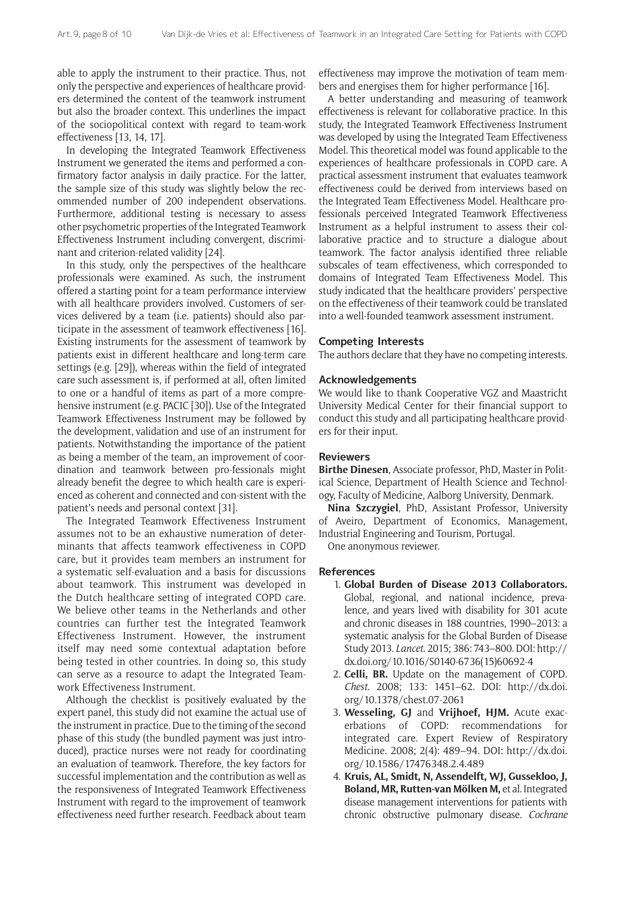able to apply the instrument to their practice. Thus, not only the perspective and experiences of healthcare providers determined the content of the teamwork instrument but also the broader context. This underlines the impact of the sociopolitical context with regard to team-work effectiveness [13, 14, 17].

In developing the Integrated Teamwork Effectiveness Instrument we generated the items and performed a confirmatory factor analysis in daily practice. For the latter, the sample size of this study was slightly below the recommended number of 200 independent observations. Furthermore, additional testing is necessary to assess other psychometric properties of the Integrated Teamwork Effectiveness Instrument including convergent, discriminant and criterion-related validity [24].

In this study, only the perspectives of the healthcare professionals were examined. As such, the instrument offered a starting point for a team performance interview with all healthcare providers involved. Customers of services delivered by a team (i.e. patients) should also participate in the assessment of teamwork effectiveness [16]. Existing instruments for the assessment of teamwork by patients exist in different healthcare and long-term care settings (e.g. [29]), whereas within the field of integrated care such assessment is, if performed at all, often limited to one or a handful of items as part of a more comprehensive instrument (e.g. PACIC [30]). Use of the Integrated Teamwork Effectiveness Instrument may be followed by the development, validation and use of an instrument for patients. Notwithstanding the importance of the patient as being a member of the team, an improvement of coordination and teamwork between pro-fessionals might already benefit the degree to which health care is experienced as coherent and connected and con-sistent with the patient's needs and personal context [31].

The Integrated Teamwork Effectiveness Instrument assumes not to be an exhaustive numeration of determinants that affects teamwork effectiveness in COPD care, but it provides team members an instrument for a systematic self-evaluation and a basis for discussions about teamwork. This instrument was developed in the Dutch healthcare setting of integrated COPD care. We believe other teams in the Netherlands and other countries can further test the Integrated Teamwork Effectiveness Instrument. However, the instrument itself may need some contextual adaptation before being tested in other countries. In doing so, this study can serve as a resource to adapt the Integrated Teamwork Effectiveness Instrument.

Although the checklist is positively evaluated by the expert panel, this study did not examine the actual use of the instrument in practice. Due to the timing of the second phase of this study (the bundled payment was just introduced), practice nurses were not ready for coordinating an evaluation of teamwork. Therefore, the key factors for successful implementation and the contribution as well as the responsiveness of Integrated Teamwork Effectiveness Instrument with regard to the improvement of teamwork effectiveness need further research. Feedback about team effectiveness may improve the motivation of team members and energises them for higher performance [16].

A better understanding and measuring of teamwork effectiveness is relevant for collaborative practice. In this study, the Integrated Teamwork Effectiveness Instrument was developed by using the Integrated Team Effectiveness Model. This theoretical model was found applicable to the experiences of healthcare professionals in COPD care. A practical assessment instrument that evaluates teamwork effectiveness could be derived from interviews based on the Integrated Team Effectiveness Model. Healthcare professionals perceived Integrated Teamwork Effectiveness Instrument as a helpful instrument to assess their collaborative practice and to structure a dialogue about teamwork. The factor analysis identified three reliable subscales of team effectiveness, which corresponded to domains of Integrated Team Effectiveness Model. This study indicated that the healthcare providers' perspective on the effectiveness of their teamwork could be translated into a well-founded teamwork assessment instrument.

### Competing Interests

The authors declare that they have no competing interests.

### Acknowledgements

We would like to thank Cooperative VGZ and Maastricht University Medical Center for their financial support to conduct this study and all participating healthcare providers for their input.

### Reviewers

**Birthe Dinesen**, Associate professor, PhD, Master in Political Science, Department of Health Science and Technology, Faculty of Medicine, Aalborg University, Denmark.

**Nina Szczygiel**, PhD, Assistant Professor, University of Aveiro, Department of Economics, Management, Industrial Engineering and Tourism, Portugal.

One anonymous reviewer.

### References

1. **Global Burden of Disease 2013 Collaborators.** Global, regional, and national incidence, prevalence, and years lived with disability for 301 acute and chronic diseases in 188 countries, 1990–2013: a systematic analysis for the Global Burden of Disease Study 2013. *Lancet*. 2015; 386: 743–800. DOI: http://dx.doi.org/10.1016/S0140-6736(15)60692-4
2. **Celli, BR.** Update on the management of COPD. *Chest*. 2008; 133: 1451–62. DOI: http://dx.doi.org/10.1378/chest.07-2061
3. **Wesseling, GJ** and **Vrijhoef, HJM.** Acute exacerbations of COPD: recommendations for integrated care. Expert Review of Respiratory Medicine. 2008; 2(4): 489–94. DOI: http://dx.doi.org/10.1586/17476348.2.4.489
4. **Kruis, AL, Smidt, N, Assendelft, WJ, Gussekloo, J, Boland, MR, Rutten-van Mölken M,** et al. Integrated disease management interventions for patients with chronic obstructive pulmonary disease. *Cochrane*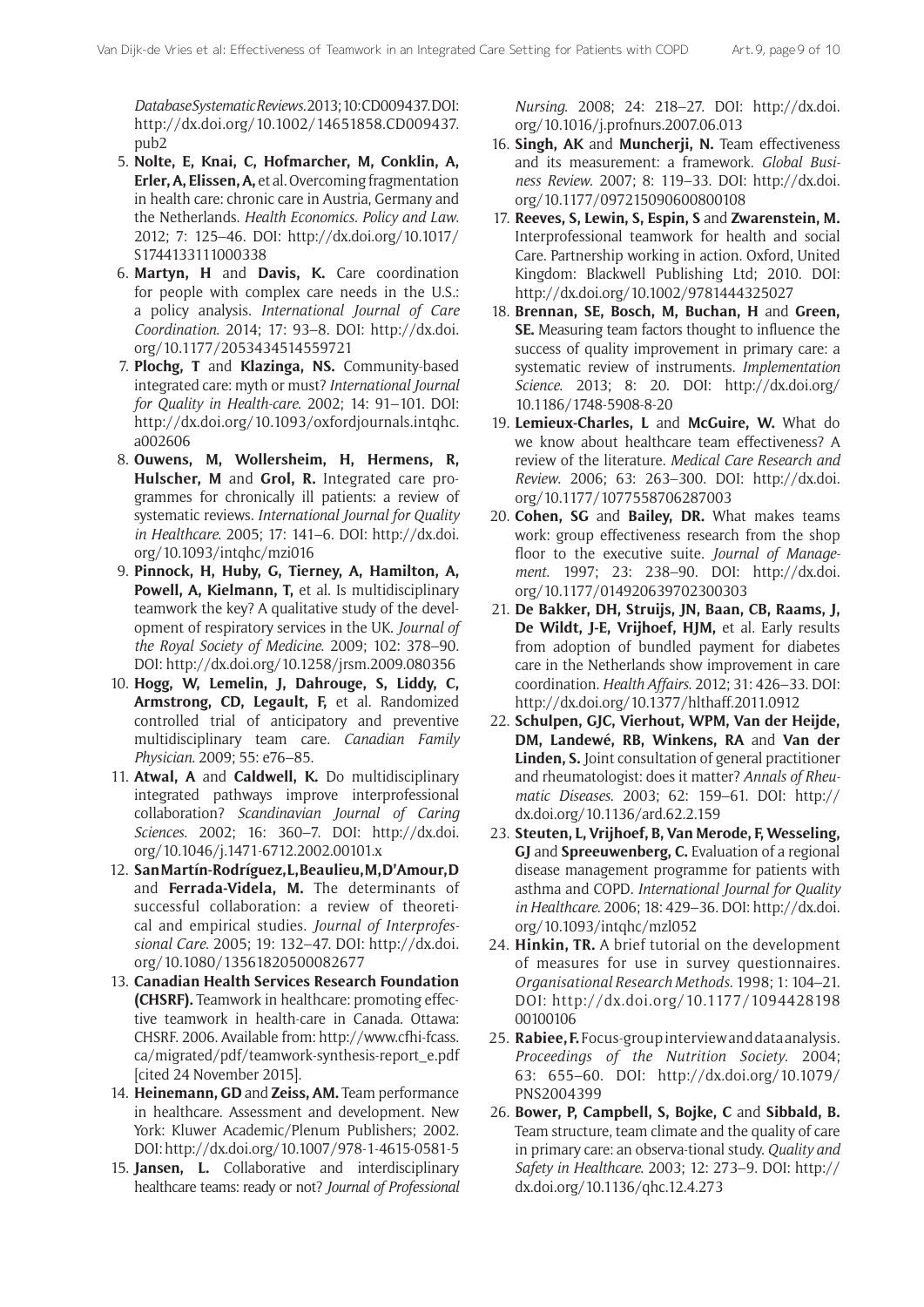*Database Systematic Reviews*. 2013; 10: CD009437. DOI: http://dx.doi.org/10.1002/14651858.CD009437.pub2

5. **Nolte, E, Knai, C, Hofmarcher, M, Conklin, A, Erler, A, Elissen, A,** et al. Overcoming fragmentation in health care: chronic care in Austria, Germany and the Netherlands. *Health Economics. Policy and Law*. 2012; 7: 125–46. DOI: http://dx.doi.org/10.1017/S1744133111000338
6. **Martyn, H** and **Davis, K.** Care coordination for people with complex care needs in the U.S.: a policy analysis. *International Journal of Care Coordination*. 2014; 17: 93–8. DOI: http://dx.doi.org/10.1177/2053434514559721
7. **Plochg, T** and **Klazinga, NS.** Community-based integrated care: myth or must? *International Journal for Quality in Health-care*. 2002; 14: 91–101. DOI: http://dx.doi.org/10.1093/oxfordjournals.intqhc.a002606
8. **Ouwens, M, Wollersheim, H, Hermens, R, Hulscher, M** and **Grol, R.** Integrated care programmes for chronically ill patients: a review of systematic reviews. *International Journal for Quality in Healthcare*. 2005; 17: 141–6. DOI: http://dx.doi.org/10.1093/intqhc/mzi016
9. **Pinnock, H, Huby, G, Tierney, A, Hamilton, A, Powell, A, Kielmann, T,** et al. Is multidisciplinary teamwork the key? A qualitative study of the development of respiratory services in the UK. *Journal of the Royal Society of Medicine*. 2009; 102: 378–90. DOI: http://dx.doi.org/10.1258/jrsm.2009.080356
10. **Hogg, W, Lemelin, J, Dahrouge, S, Liddy, C, Armstrong, CD, Legault, F,** et al. Randomized controlled trial of anticipatory and preventive multidisciplinary team care. *Canadian Family Physician*. 2009; 55: e76–85.
11. **Atwal, A** and **Caldwell, K.** Do multidisciplinary integrated pathways improve interprofessional collaboration? *Scandinavian Journal of Caring Sciences*. 2002; 16: 360–7. DOI: http://dx.doi.org/10.1046/j.1471-6712.2002.00101.x
12. **San Martín-Rodríguez, L, Beaulieu, M, D'Amour, D** and **Ferrada-Videla, M.** The determinants of successful collaboration: a review of theoretical and empirical studies. *Journal of Interprofessional Care*. 2005; 19: 132–47. DOI: http://dx.doi.org/10.1080/13561820500082677
13. **Canadian Health Services Research Foundation (CHSRF).** Teamwork in healthcare: promoting effective teamwork in health-care in Canada. Ottawa: CHSRF. 2006. Available from: http://www.cfhi-fcass.ca/migrated/pdf/teamwork-synthesis-report_e.pdf [cited 24 November 2015].
14. **Heinemann, GD** and **Zeiss, AM.** Team performance in healthcare. Assessment and development. New York: Kluwer Academic/Plenum Publishers; 2002. DOI: http://dx.doi.org/10.1007/978-1-4615-0581-5
15. **Jansen, L.** Collaborative and interdisciplinary healthcare teams: ready or not? *Journal of Professional Nursing*. 2008; 24: 218–27. DOI: http://dx.doi.org/10.1016/j.profnurs.2007.06.013
16. **Singh, AK** and **Muncherji, N.** Team effectiveness and its measurement: a framework. *Global Business Review*. 2007; 8: 119–33. DOI: http://dx.doi.org/10.1177/097215090600800108
17. **Reeves, S, Lewin, S, Espin, S** and **Zwarenstein, M.** Interprofessional teamwork for health and social Care. Partnership working in action. Oxford, United Kingdom: Blackwell Publishing Ltd; 2010. DOI: http://dx.doi.org/10.1002/9781444325027
18. **Brennan, SE, Bosch, M, Buchan, H** and **Green, SE.** Measuring team factors thought to influence the success of quality improvement in primary care: a systematic review of instruments. *Implementation Science*. 2013; 8: 20. DOI: http://dx.doi.org/10.1186/1748-5908-8-20
19. **Lemieux-Charles, L** and **McGuire, W.** What do we know about healthcare team effectiveness? A review of the literature. *Medical Care Research and Review*. 2006; 63: 263–300. DOI: http://dx.doi.org/10.1177/1077558706287003
20. **Cohen, SG** and **Bailey, DR.** What makes teams work: group effectiveness research from the shop floor to the executive suite. *Journal of Management*. 1997; 23: 238–90. DOI: http://dx.doi.org/10.1177/014920639702300303
21. **De Bakker, DH, Struijs, JN, Baan, CB, Raams, J, De Wildt, J-E, Vrijhoef, HJM,** et al. Early results from adoption of bundled payment for diabetes care in the Netherlands show improvement in care coordination. *Health Affairs*. 2012; 31: 426–33. DOI: http://dx.doi.org/10.1377/hlthaff.2011.0912
22. **Schulpen, GJC, Vierhout, WPM, Van der Heijde, DM, Landewé, RB, Winkens, RA** and **Van der Linden, S.** Joint consultation of general practitioner and rheumatologist: does it matter? *Annals of Rheumatic Diseases*. 2003; 62: 159–61. DOI: http://dx.doi.org/10.1136/ard.62.2.159
23. **Steuten, L, Vrijhoef, B, Van Merode, F, Wesseling, GJ** and **Spreeuwenberg, C.** Evaluation of a regional disease management programme for patients with asthma and COPD. *International Journal for Quality in Healthcare*. 2006; 18: 429–36. DOI: http://dx.doi.org/10.1093/intqhc/mzl052
24. **Hinkin, TR.** A brief tutorial on the development of measures for use in survey questionnaires. *Organisational Research Methods*. 1998; 1: 104–21. DOI: http://dx.doi.org/10.1177/109442819800100106
25. **Rabiee, F.** Focus-group interview and data analysis. *Proceedings of the Nutrition Society*. 2004; 63: 655–60. DOI: http://dx.doi.org/10.1079/PNS2004399
26. **Bower, P, Campbell, S, Bojke, C** and **Sibbald, B.** Team structure, team climate and the quality of care in primary care: an observa-tional study. *Quality and Safety in Healthcare*. 2003; 12: 273–9. DOI: http://dx.doi.org/10.1136/qhc.12.4.273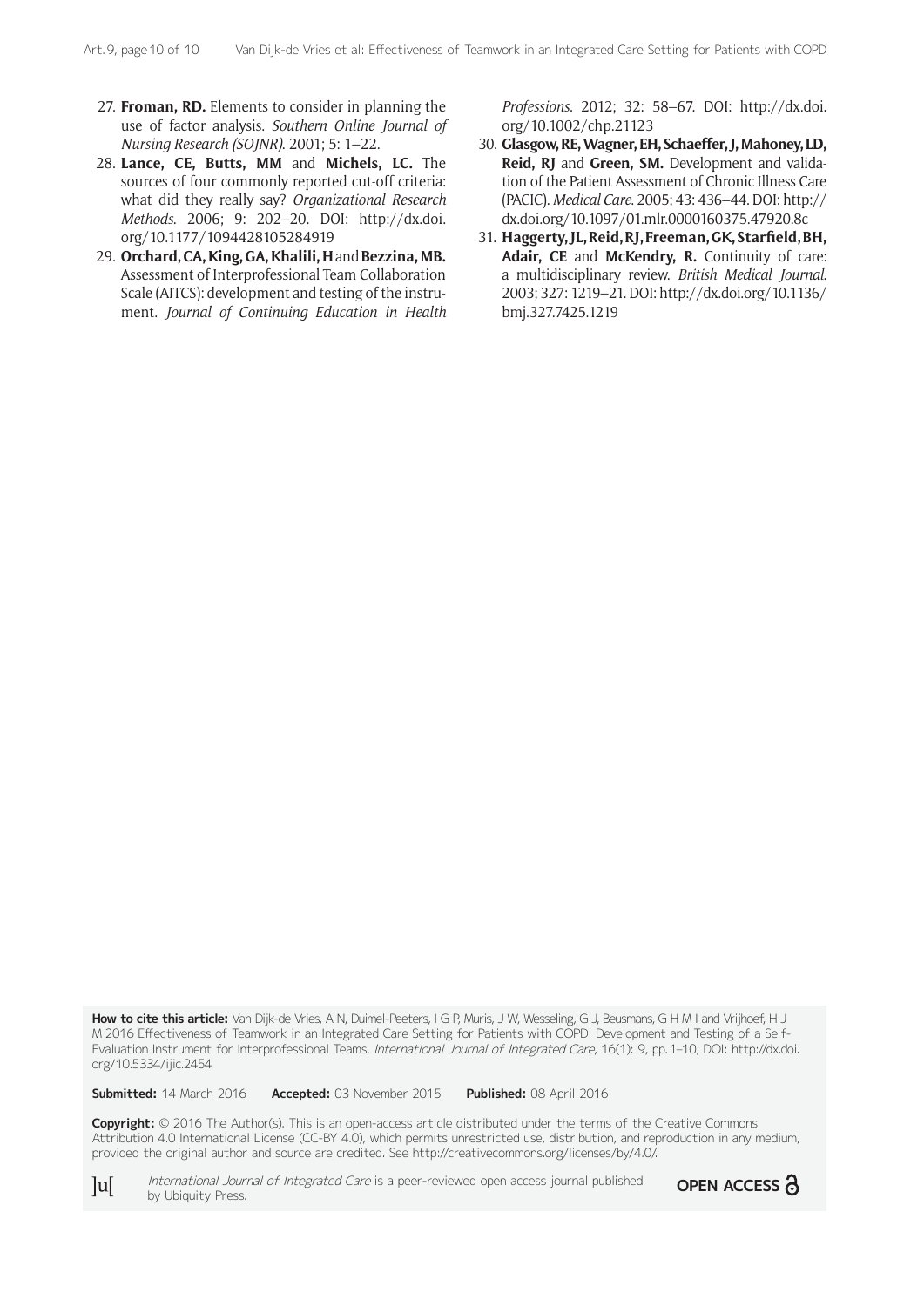27. **Froman, RD.** Elements to consider in planning the use of factor analysis. *Southern Online Journal of Nursing Research (SOJNR)*. 2001; 5: 1–22.
28. **Lance, CE, Butts, MM** and **Michels, LC.** The sources of four commonly reported cut-off criteria: what did they really say? *Organizational Research Methods*. 2006; 9: 202–20. DOI: http://dx.doi.org/10.1177/1094428105284919
29. **Orchard, CA, King, GA, Khalili, H** and **Bezzina, MB.** Assessment of Interprofessional Team Collaboration Scale (AITCS): development and testing of the instrument. *Journal of Continuing Education in Health Professions*. 2012; 32: 58–67. DOI: http://dx.doi.org/10.1002/chp.21123
30. **Glasgow, RE, Wagner, EH, Schaeffer, J, Mahoney, LD, Reid, RJ** and **Green, SM.** Development and validation of the Patient Assessment of Chronic Illness Care (PACIC). *Medical Care*. 2005; 43: 436–44. DOI: http://dx.doi.org/10.1097/01.mlr.0000160375.47920.8c
31. **Haggerty, JL, Reid, RJ, Freeman, GK, Starfield, BH, Adair, CE** and **McKendry, R.** Continuity of care: a multidisciplinary review. *British Medical Journal*. 2003; 327: 1219–21. DOI: http://dx.doi.org/10.1136/bmj.327.7425.1219

**How to cite this article:** Van Dijk-de Vries, A N, Duimel-Peeters, I G P, Muris, J W, Wesseling, G J, Beusmans, G H M I and Vrijhoef, H J M 2016 Effectiveness of Teamwork in an Integrated Care Setting for Patients with COPD: Development and Testing of a Self-Evaluation Instrument for Interprofessional Teams. *International Journal of Integrated Care*, 16(1): 9, pp. 1–10, DOI: http://dx.doi.org/10.5334/ijic.2454

**Submitted:** 14 March 2016 **Accepted:** 03 November 2015 **Published:** 08 April 2016

**Copyright:** © 2016 The Author(s). This is an open-access article distributed under the terms of the Creative Commons Attribution 4.0 International License (CC-BY 4.0), which permits unrestricted use, distribution, and reproduction in any medium, provided the original author and source are credited. See http://creativecommons.org/licenses/by/4.0/.

*International Journal of Integrated Care* is a peer-reviewed open access journal published by Ubiquity Press.

OPEN ACCESS